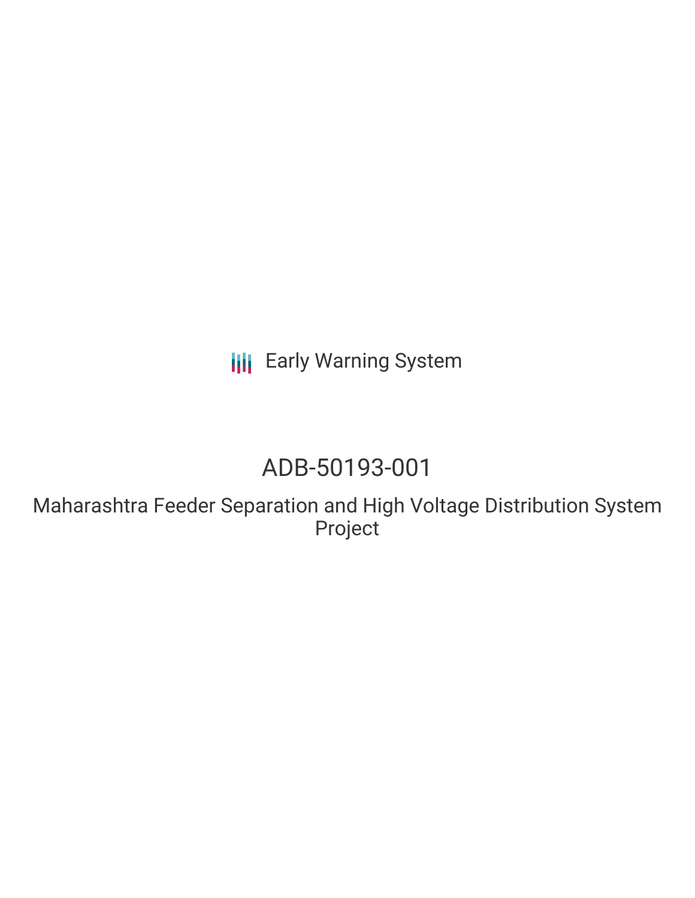Early Warning System

# ADB-50193-001

## Maharashtra Feeder Separation and High Voltage Distribution System Project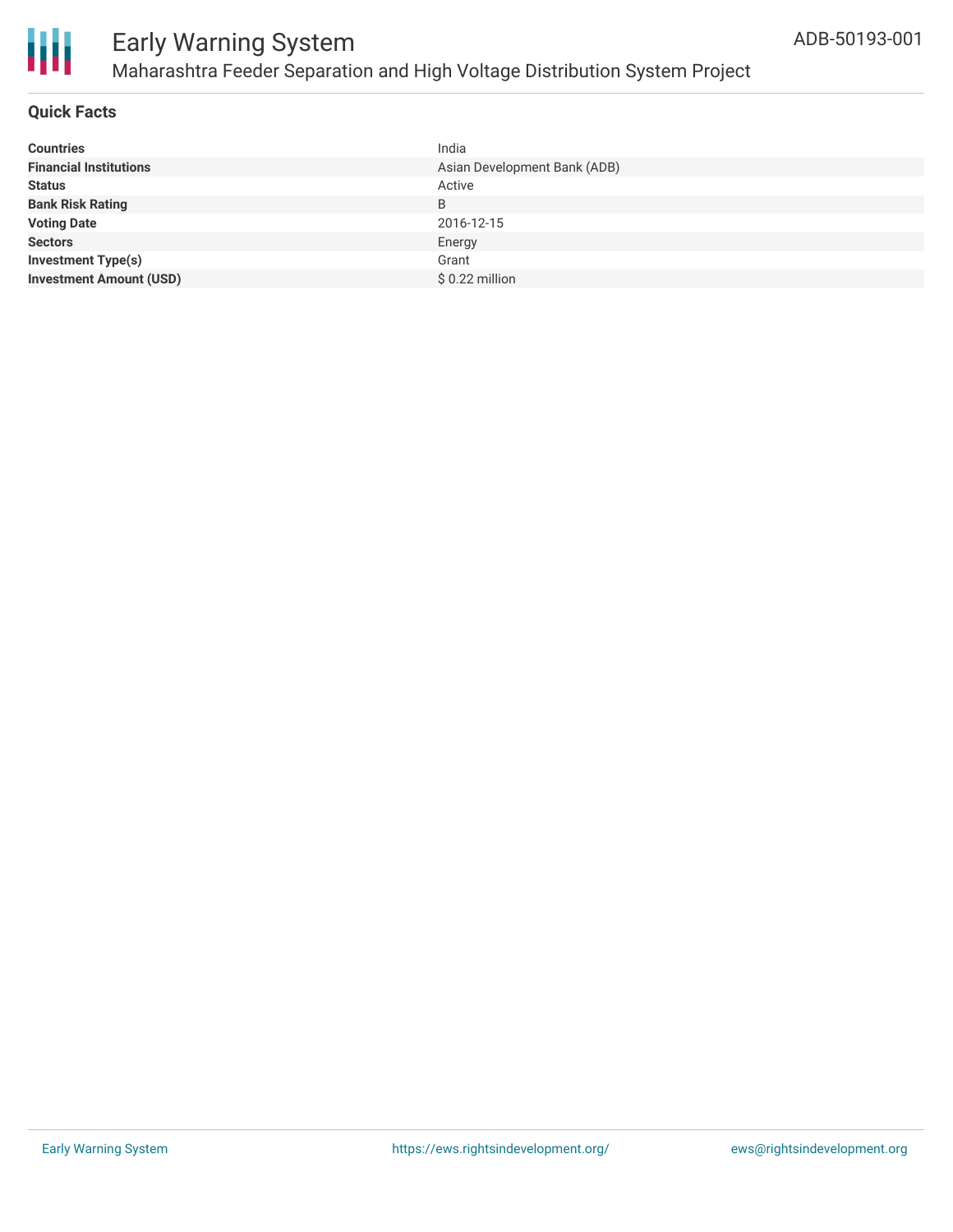# Early Warning System

## Maharashtra Feeder Separation and High Voltage Distribution System Project

ADB-50193-001

### Quick Facts

| | |
|---|---|
| **Countries** | India |
| **Financial Institutions** | Asian Development Bank (ADB) |
| **Status** | Active |
| **Bank Risk Rating** | B |
| **Voting Date** | 2016-12-15 |
| **Sectors** | Energy |
| **Investment Type(s)** | Grant |
| **Investment Amount (USD)** | $ 0.22 million |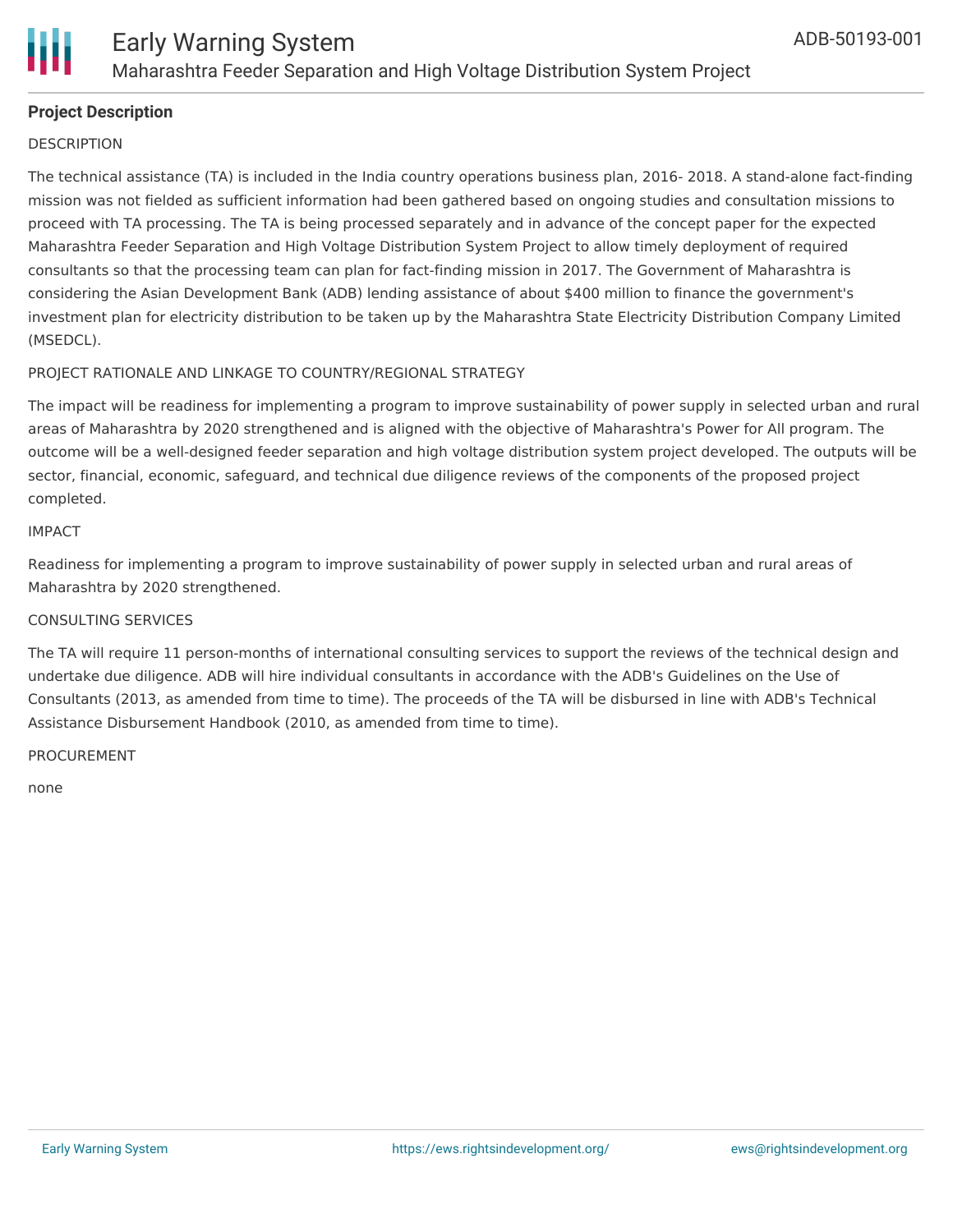## Project Description

DESCRIPTION

The technical assistance (TA) is included in the India country operations business plan, 2016- 2018. A stand-alone fact-finding mission was not fielded as sufficient information had been gathered based on ongoing studies and consultation missions to proceed with TA processing. The TA is being processed separately and in advance of the concept paper for the expected Maharashtra Feeder Separation and High Voltage Distribution System Project to allow timely deployment of required consultants so that the processing team can plan for fact-finding mission in 2017. The Government of Maharashtra is considering the Asian Development Bank (ADB) lending assistance of about $400 million to finance the government's investment plan for electricity distribution to be taken up by the Maharashtra State Electricity Distribution Company Limited (MSEDCL).

PROJECT RATIONALE AND LINKAGE TO COUNTRY/REGIONAL STRATEGY

The impact will be readiness for implementing a program to improve sustainability of power supply in selected urban and rural areas of Maharashtra by 2020 strengthened and is aligned with the objective of Maharashtra's Power for All program. The outcome will be a well-designed feeder separation and high voltage distribution system project developed. The outputs will be sector, financial, economic, safeguard, and technical due diligence reviews of the components of the proposed project completed.

IMPACT

Readiness for implementing a program to improve sustainability of power supply in selected urban and rural areas of Maharashtra by 2020 strengthened.

CONSULTING SERVICES

The TA will require 11 person-months of international consulting services to support the reviews of the technical design and undertake due diligence. ADB will hire individual consultants in accordance with the ADB's Guidelines on the Use of Consultants (2013, as amended from time to time). The proceeds of the TA will be disbursed in line with ADB's Technical Assistance Disbursement Handbook (2010, as amended from time to time).

PROCUREMENT

none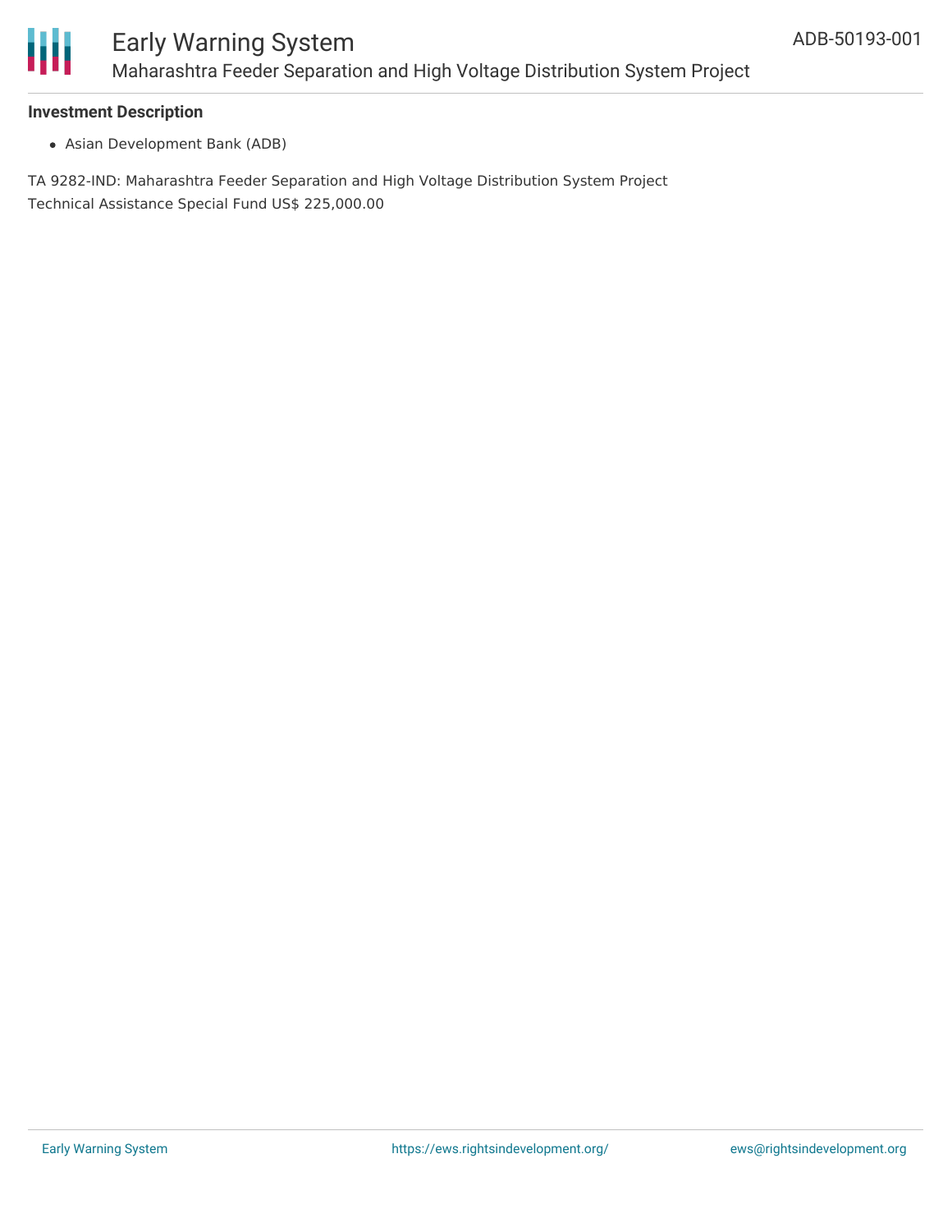**Investment Description**

- Asian Development Bank (ADB)

TA 9282-IND: Maharashtra Feeder Separation and High Voltage Distribution System Project
Technical Assistance Special Fund US$ 225,000.00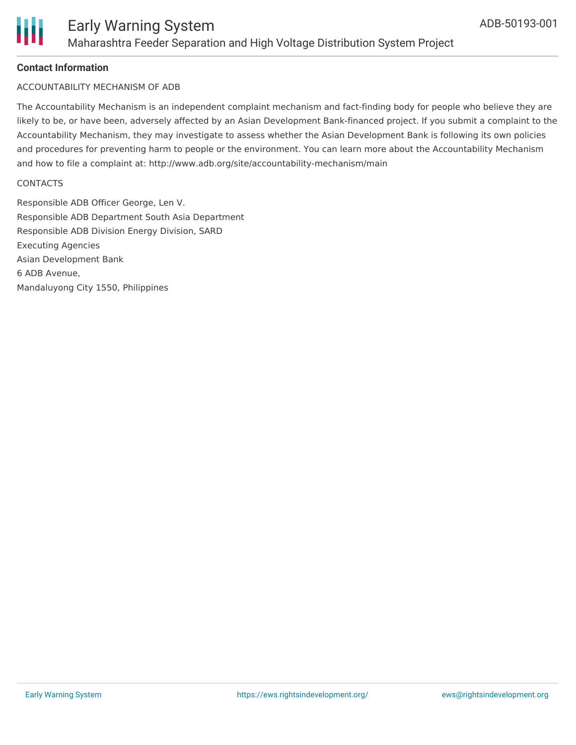**Contact Information**

ACCOUNTABILITY MECHANISM OF ADB

The Accountability Mechanism is an independent complaint mechanism and fact-finding body for people who believe they are likely to be, or have been, adversely affected by an Asian Development Bank-financed project. If you submit a complaint to the Accountability Mechanism, they may investigate to assess whether the Asian Development Bank is following its own policies and procedures for preventing harm to people or the environment. You can learn more about the Accountability Mechanism and how to file a complaint at: http://www.adb.org/site/accountability-mechanism/main

CONTACTS

Responsible ADB Officer George, Len V.
Responsible ADB Department South Asia Department
Responsible ADB Division Energy Division, SARD
Executing Agencies
Asian Development Bank
6 ADB Avenue,
Mandaluyong City 1550, Philippines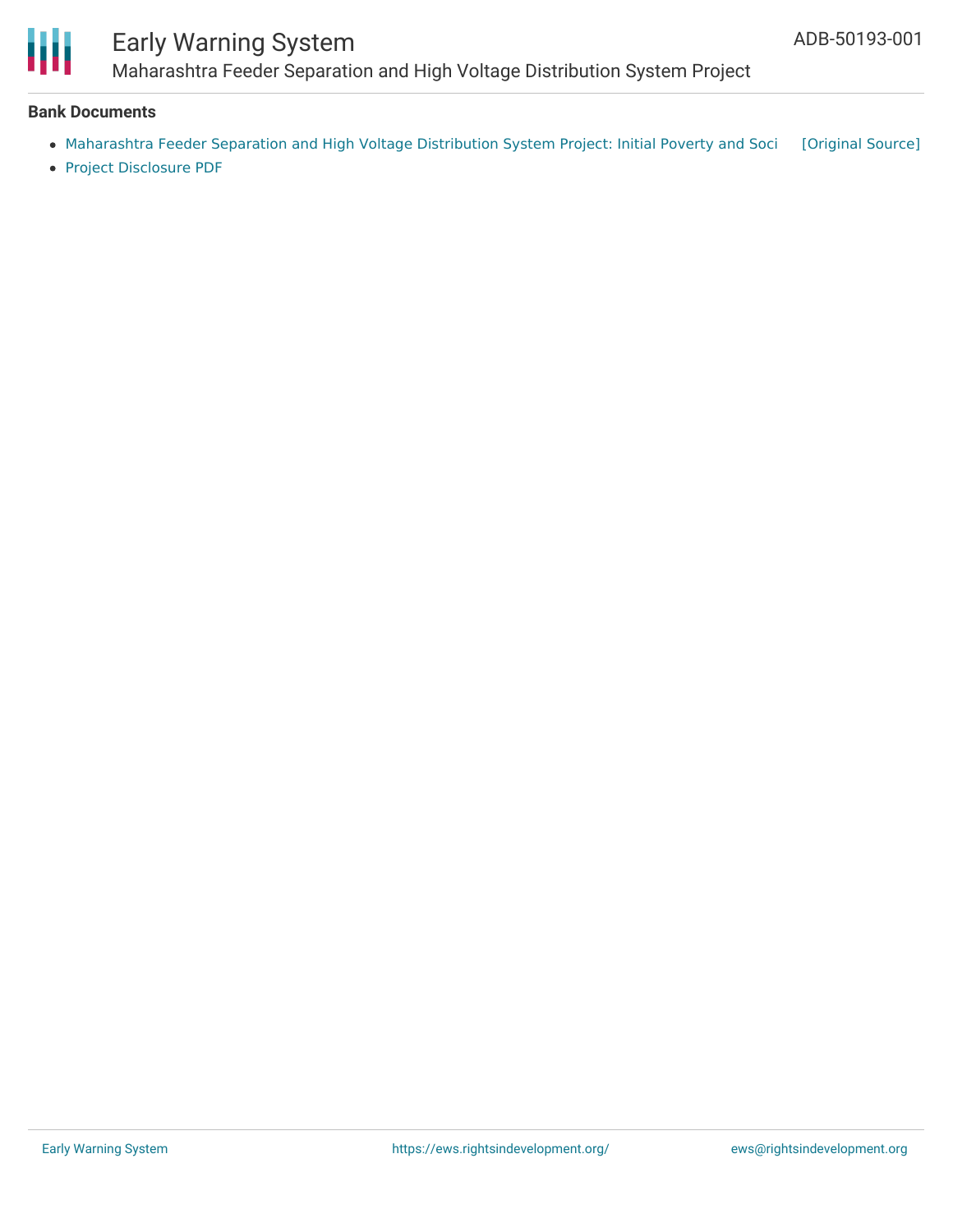### Bank Documents

- Maharashtra Feeder Separation and High Voltage Distribution System Project: Initial Poverty and Soci [Original Source]
- Project Disclosure PDF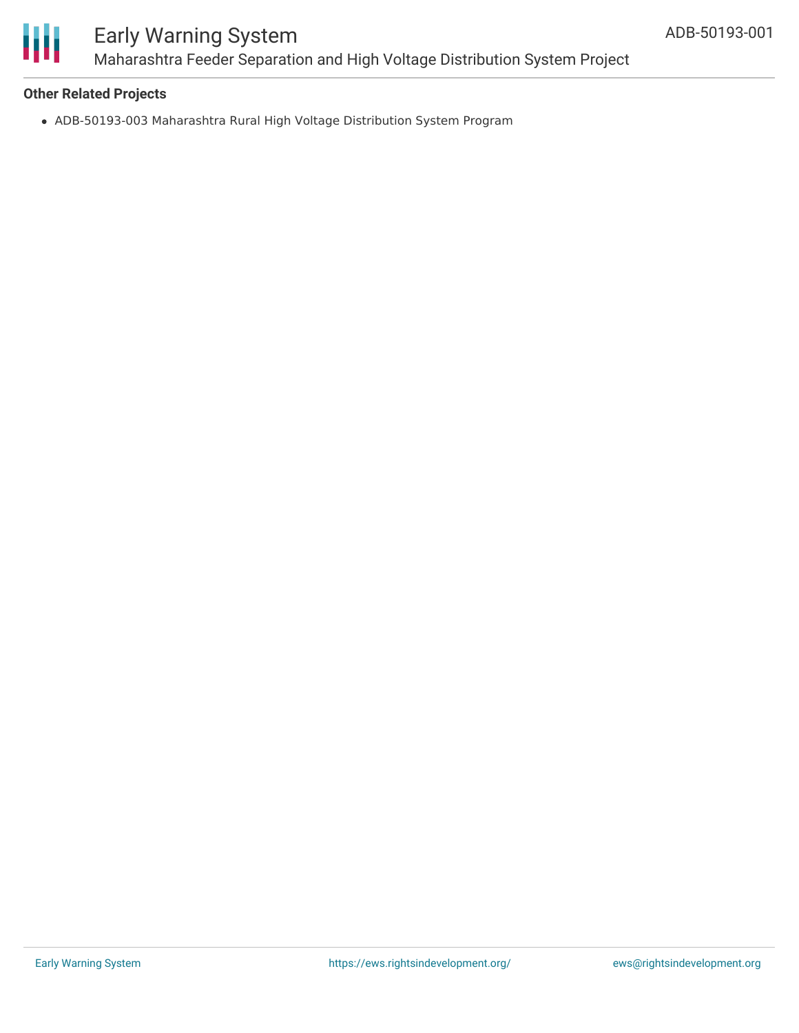### Other Related Projects

- ADB-50193-003 Maharashtra Rural High Voltage Distribution System Program